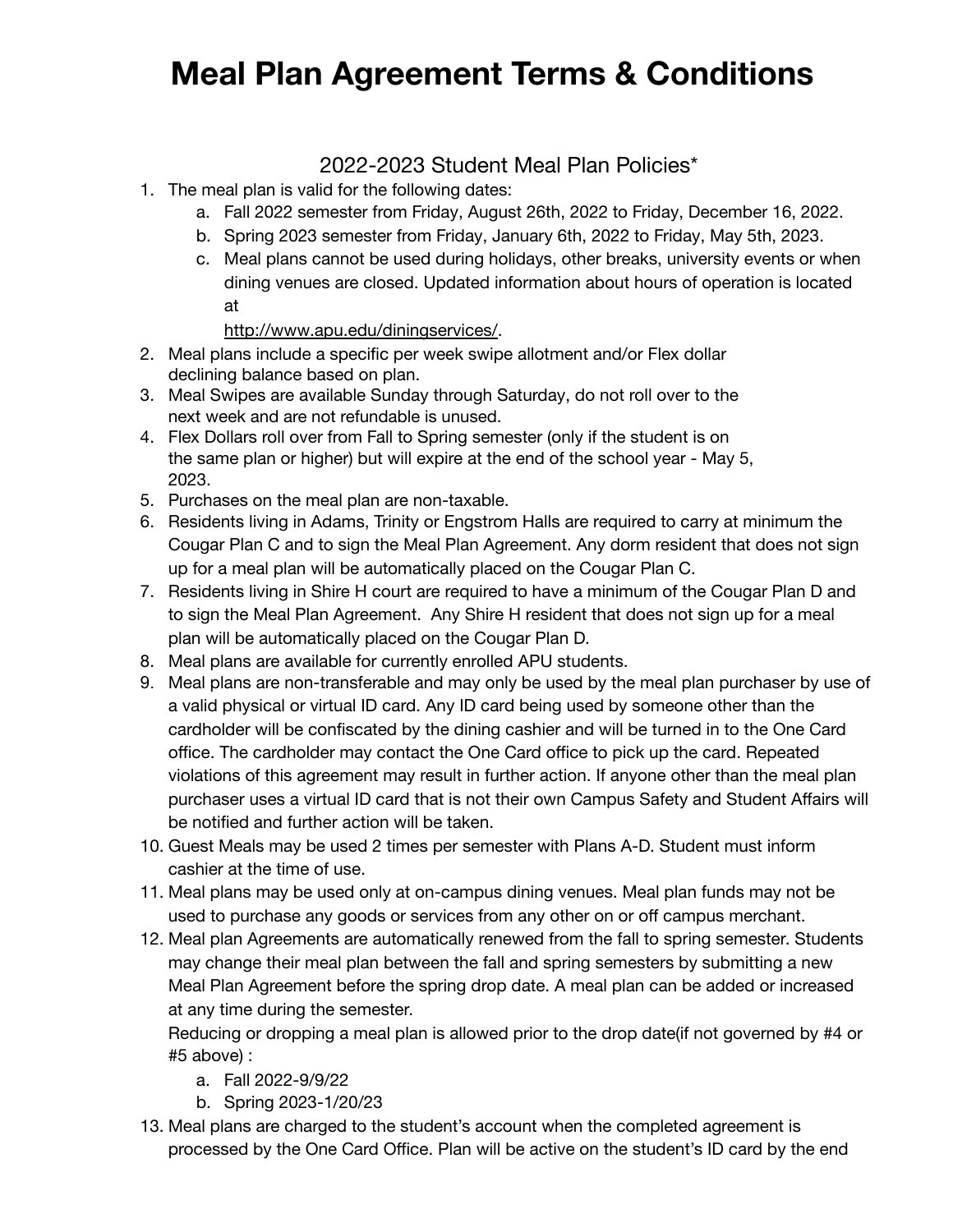# Meal Plan Agreement Terms & Conditions

## 2022-2023 Student Meal Plan Policies*

1. The meal plan is valid for the following dates:
   a. Fall 2022 semester from Friday, August 26th, 2022 to Friday, December 16, 2022.
   b. Spring 2023 semester from Friday, January 6th, 2022 to Friday, May 5th, 2023.
   c. Meal plans cannot be used during holidays, other breaks, university events or when dining venues are closed. Updated information about hours of operation is located at
   http://www.apu.edu/diningservices/.
2. Meal plans include a specific per week swipe allotment and/or Flex dollar declining balance based on plan.
3. Meal Swipes are available Sunday through Saturday, do not roll over to the next week and are not refundable is unused.
4. Flex Dollars roll over from Fall to Spring semester (only if the student is on the same plan or higher) but will expire at the end of the school year - May 5, 2023.
5. Purchases on the meal plan are non-taxable.
6. Residents living in Adams, Trinity or Engstrom Halls are required to carry at minimum the Cougar Plan C and to sign the Meal Plan Agreement. Any dorm resident that does not sign up for a meal plan will be automatically placed on the Cougar Plan C.
7. Residents living in Shire H court are required to have a minimum of the Cougar Plan D and to sign the Meal Plan Agreement. Any Shire H resident that does not sign up for a meal plan will be automatically placed on the Cougar Plan D.
8. Meal plans are available for currently enrolled APU students.
9. Meal plans are non-transferable and may only be used by the meal plan purchaser by use of a valid physical or virtual ID card. Any ID card being used by someone other than the cardholder will be confiscated by the dining cashier and will be turned in to the One Card office. The cardholder may contact the One Card office to pick up the card. Repeated violations of this agreement may result in further action. If anyone other than the meal plan purchaser uses a virtual ID card that is not their own Campus Safety and Student Affairs will be notified and further action will be taken.
10. Guest Meals may be used 2 times per semester with Plans A-D. Student must inform cashier at the time of use.
11. Meal plans may be used only at on-campus dining venues. Meal plan funds may not be used to purchase any goods or services from any other on or off campus merchant.
12. Meal plan Agreements are automatically renewed from the fall to spring semester. Students may change their meal plan between the fall and spring semesters by submitting a new Meal Plan Agreement before the spring drop date. A meal plan can be added or increased at any time during the semester.
    Reducing or dropping a meal plan is allowed prior to the drop date(if not governed by #4 or #5 above) :
    a. Fall 2022-9/9/22
    b. Spring 2023-1/20/23
13. Meal plans are charged to the student's account when the completed agreement is processed by the One Card Office. Plan will be active on the student's ID card by the end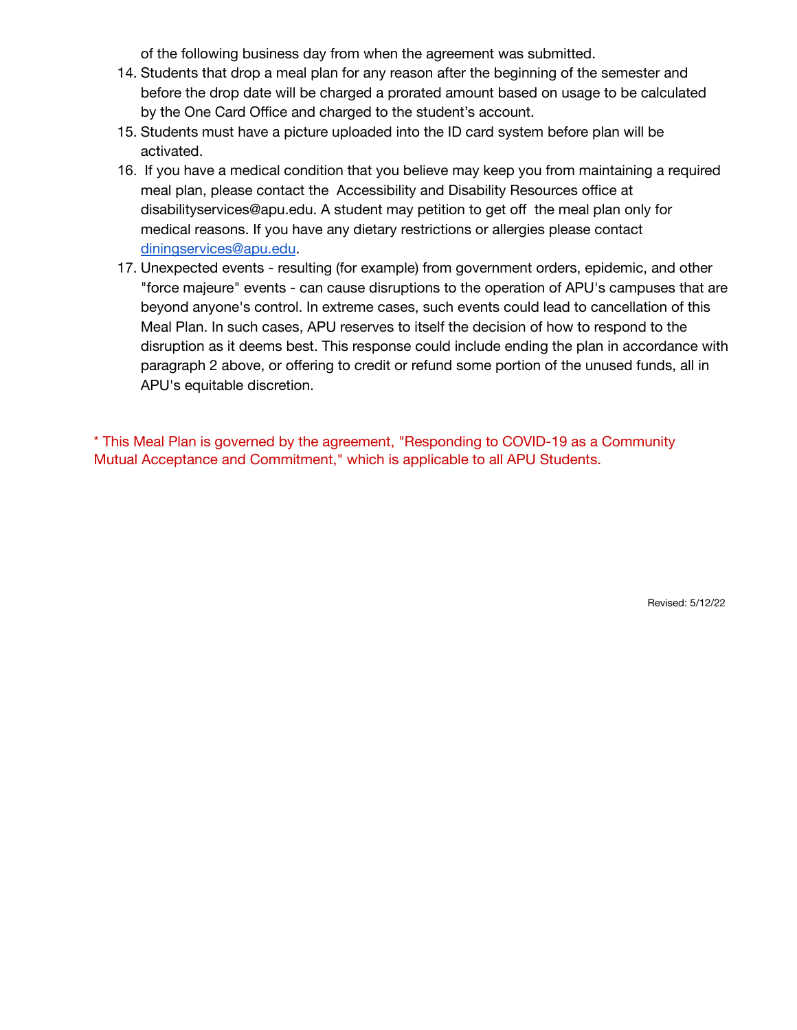of the following business day from when the agreement was submitted.

14. Students that drop a meal plan for any reason after the beginning of the semester and before the drop date will be charged a prorated amount based on usage to be calculated by the One Card Office and charged to the student's account.
15. Students must have a picture uploaded into the ID card system before plan will be activated.
16. If you have a medical condition that you believe may keep you from maintaining a required meal plan, please contact the Accessibility and Disability Resources office at disabilityservices@apu.edu. A student may petition to get off the meal plan only for medical reasons. If you have any dietary restrictions or allergies please contact [diningservices@apu.edu](mailto:diningservices@apu.edu).
17. Unexpected events - resulting (for example) from government orders, epidemic, and other "force majeure" events - can cause disruptions to the operation of APU's campuses that are beyond anyone's control. In extreme cases, such events could lead to cancellation of this Meal Plan. In such cases, APU reserves to itself the decision of how to respond to the disruption as it deems best. This response could include ending the plan in accordance with paragraph 2 above, or offering to credit or refund some portion of the unused funds, all in APU's equitable discretion.

* This Meal Plan is governed by the agreement, "Responding to COVID-19 as a Community Mutual Acceptance and Commitment," which is applicable to all APU Students.

Revised: 5/12/22